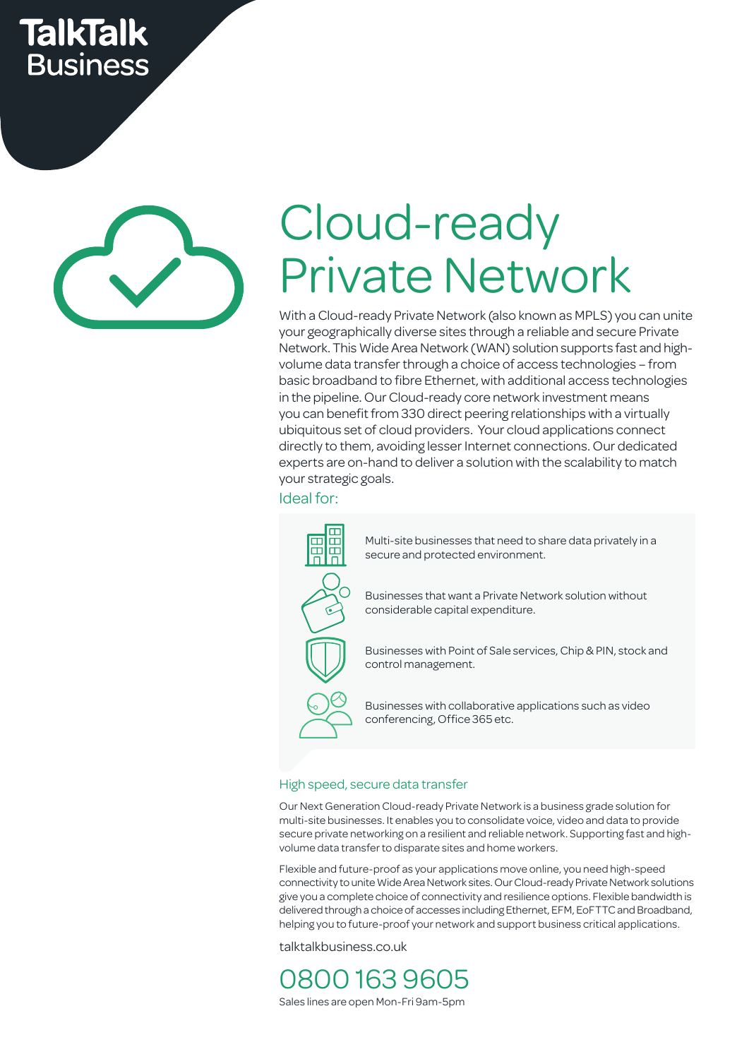TalkTalk Business

# Cloud-ready Private Network

With a Cloud-ready Private Network (also known as MPLS) you can unite your geographically diverse sites through a reliable and secure Private Network. This Wide Area Network (WAN) solution supports fast and high-volume data transfer through a choice of access technologies – from basic broadband to fibre Ethernet, with additional access technologies in the pipeline. Our Cloud-ready core network investment means you can benefit from 330 direct peering relationships with a virtually ubiquitous set of cloud providers. Your cloud applications connect directly to them, avoiding lesser Internet connections. Our dedicated experts are on-hand to deliver a solution with the scalability to match your strategic goals.

## Ideal for:

- Multi-site businesses that need to share data privately in a secure and protected environment.
- Businesses that want a Private Network solution without considerable capital expenditure.
- Businesses with Point of Sale services, Chip & PIN, stock and control management.
- Businesses with collaborative applications such as video conferencing, Office 365 etc.

## High speed, secure data transfer

Our Next Generation Cloud-ready Private Network is a business grade solution for multi-site businesses. It enables you to consolidate voice, video and data to provide secure private networking on a resilient and reliable network. Supporting fast and high-volume data transfer to disparate sites and home workers.

Flexible and future-proof as your applications move online, you need high-speed connectivity to unite Wide Area Network sites. Our Cloud-ready Private Network solutions give you a complete choice of connectivity and resilience options. Flexible bandwidth is delivered through a choice of accesses including Ethernet, EFM, EoFTTC and Broadband, helping you to future-proof your network and support business critical applications.

talktalkbusiness.co.uk

0800 163 9605

Sales lines are open Mon-Fri 9am-5pm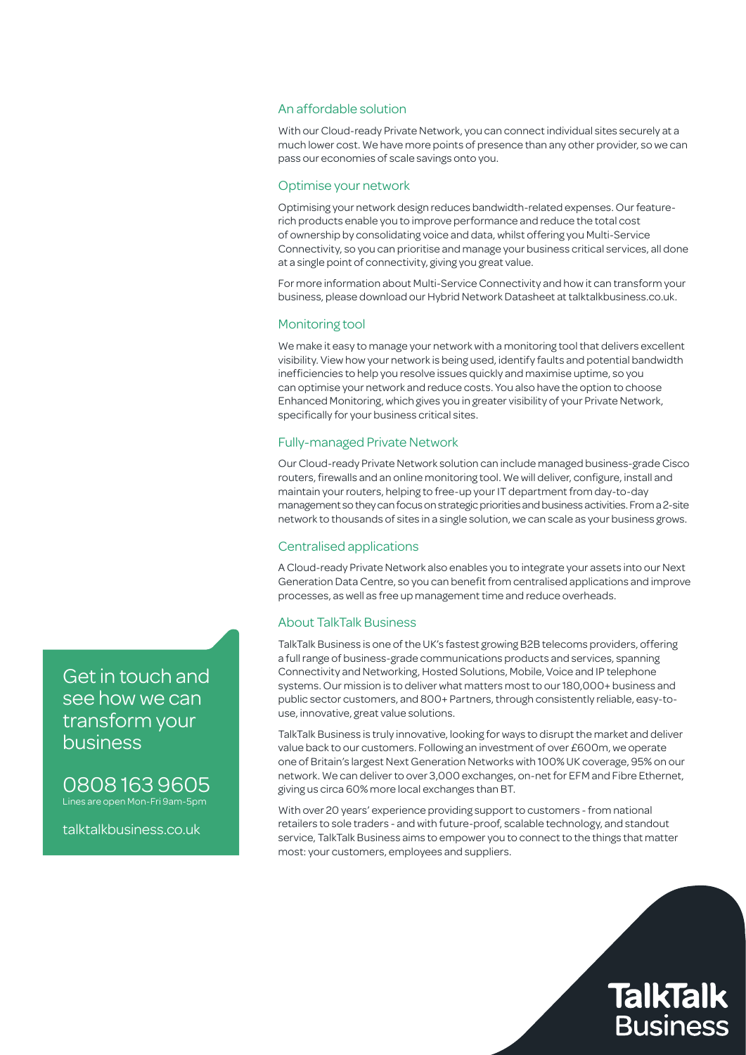## An affordable solution

With our Cloud-ready Private Network, you can connect individual sites securely at a much lower cost. We have more points of presence than any other provider, so we can pass our economies of scale savings onto you.

## Optimise your network

Optimising your network design reduces bandwidth-related expenses. Our feature-rich products enable you to improve performance and reduce the total cost of ownership by consolidating voice and data, whilst offering you Multi-Service Connectivity, so you can prioritise and manage your business critical services, all done at a single point of connectivity, giving you great value.

For more information about Multi-Service Connectivity and how it can transform your business, please download our Hybrid Network Datasheet at talktalkbusiness.co.uk.

## Monitoring tool

We make it easy to manage your network with a monitoring tool that delivers excellent visibility. View how your network is being used, identify faults and potential bandwidth inefficiencies to help you resolve issues quickly and maximise uptime, so you can optimise your network and reduce costs. You also have the option to choose Enhanced Monitoring, which gives you in greater visibility of your Private Network, specifically for your business critical sites.

## Fully-managed Private Network

Our Cloud-ready Private Network solution can include managed business-grade Cisco routers, firewalls and an online monitoring tool. We will deliver, configure, install and maintain your routers, helping to free-up your IT department from day-to-day management so they can focus on strategic priorities and business activities. From a 2-site network to thousands of sites in a single solution, we can scale as your business grows.

## Centralised applications

A Cloud-ready Private Network also enables you to integrate your assets into our Next Generation Data Centre, so you can benefit from centralised applications and improve processes, as well as free up management time and reduce overheads.

## About TalkTalk Business

TalkTalk Business is one of the UK's fastest growing B2B telecoms providers, offering a full range of business-grade communications products and services, spanning Connectivity and Networking, Hosted Solutions, Mobile, Voice and IP telephone systems. Our mission is to deliver what matters most to our 180,000+ business and public sector customers, and 800+ Partners, through consistently reliable, easy-to-use, innovative, great value solutions.

TalkTalk Business is truly innovative, looking for ways to disrupt the market and deliver value back to our customers. Following an investment of over £600m, we operate one of Britain's largest Next Generation Networks with 100% UK coverage, 95% on our network. We can deliver to over 3,000 exchanges, on-net for EFM and Fibre Ethernet, giving us circa 60% more local exchanges than BT.

With over 20 years' experience providing support to customers - from national retailers to sole traders - and with future-proof, scalable technology, and standout service, TalkTalk Business aims to empower you to connect to the things that matter most: your customers, employees and suppliers.

Get in touch and see how we can transform your business

0808 163 9605
Lines are open Mon-Fri 9am-5pm

talktalkbusiness.co.uk

TalkTalk Business